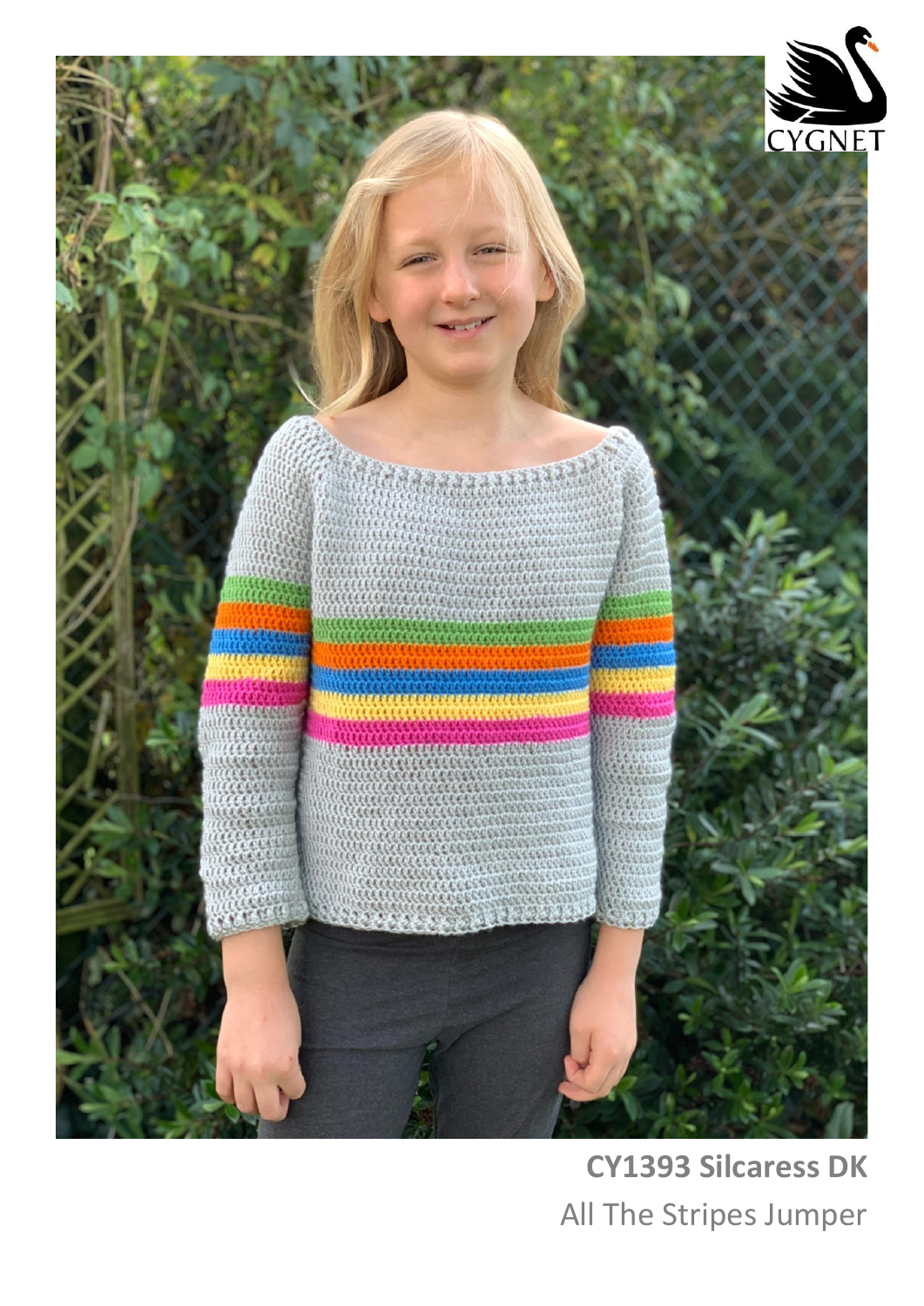CYGNET

**CY1393 Silcaress DK**

All The Stripes Jumper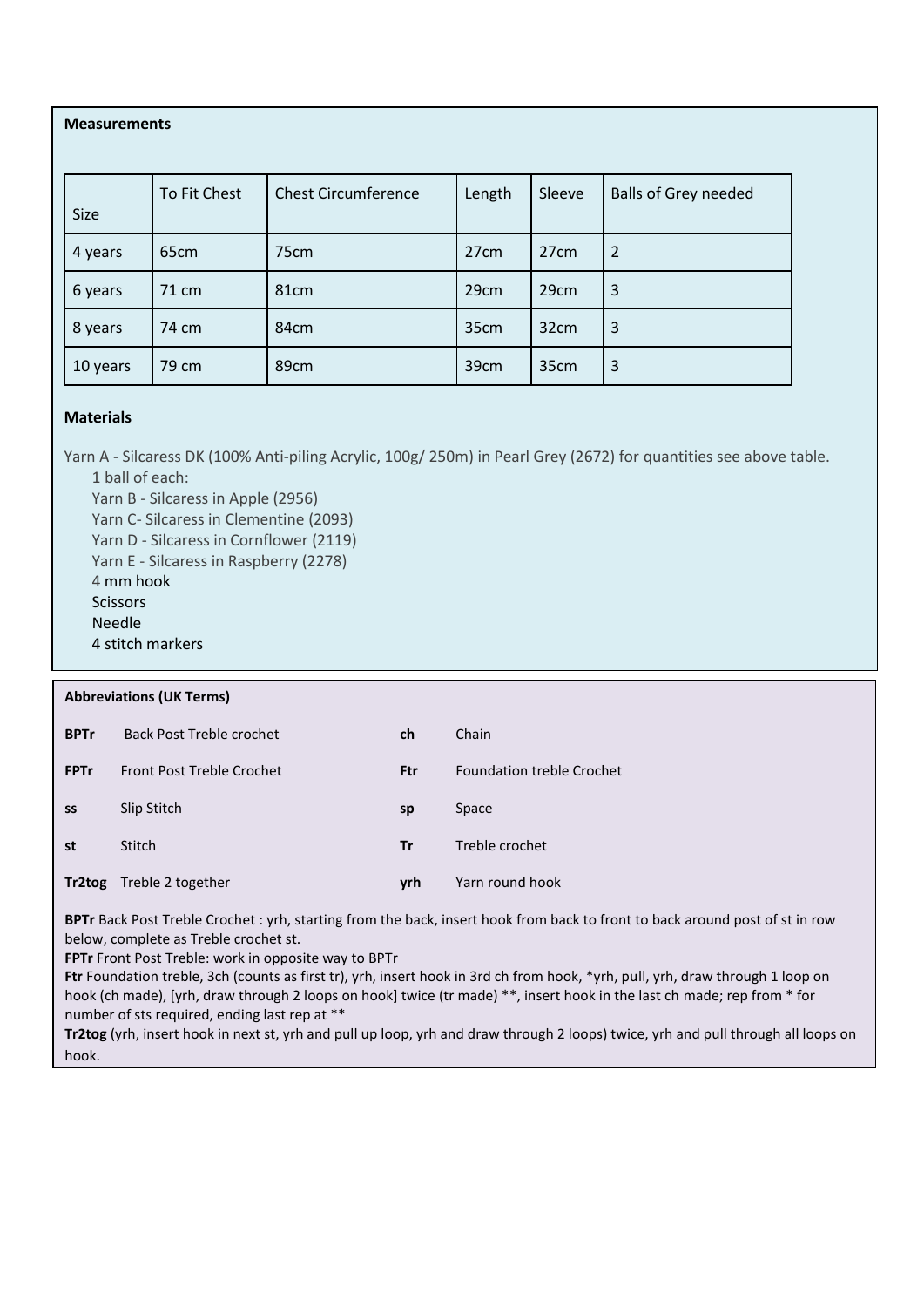**Measurements**

| Size | To Fit Chest | Chest Circumference | Length | Sleeve | Balls of Grey needed |
|---|---|---|---|---|---|
| 4 years | 65cm | 75cm | 27cm | 27cm | 2 |
| 6 years | 71 cm | 81cm | 29cm | 29cm | 3 |
| 8 years | 74 cm | 84cm | 35cm | 32cm | 3 |
| 10 years | 79 cm | 89cm | 39cm | 35cm | 3 |

**Materials**

Yarn A - Silcaress DK (100% Anti-piling Acrylic, 100g/ 250m) in Pearl Grey (2672) for quantities see above table.

1 ball of each:
Yarn B - Silcaress in Apple (2956)
Yarn C- Silcaress in Clementine (2093)
Yarn D - Silcaress in Cornflower (2119)
Yarn E - Silcaress in Raspberry (2278)
4 mm hook
Scissors
Needle
4 stitch markers

**Abbreviations (UK Terms)**

| | | | |
|---|---|---|---|
| **BPTr** | Back Post Treble crochet | **ch** | Chain |
| **FPTr** | Front Post Treble Crochet | **Ftr** | Foundation treble Crochet |
| **ss** | Slip Stitch | **sp** | Space |
| **st** | Stitch | **Tr** | Treble crochet |
| **Tr2tog** | Treble 2 together | **yrh** | Yarn round hook |

**BPTr** Back Post Treble Crochet : yrh, starting from the back, insert hook from back to front to back around post of st in row below, complete as Treble crochet st.
**FPTr** Front Post Treble: work in opposite way to BPTr
**Ftr** Foundation treble, 3ch (counts as first tr), yrh, insert hook in 3rd ch from hook, *yrh, pull, yrh, draw through 1 loop on hook (ch made), [yrh, draw through 2 loops on hook] twice (tr made) **, insert hook in the last ch made; rep from * for number of sts required, ending last rep at **
**Tr2tog** (yrh, insert hook in next st, yrh and pull up loop, yrh and draw through 2 loops) twice, yrh and pull through all loops on hook.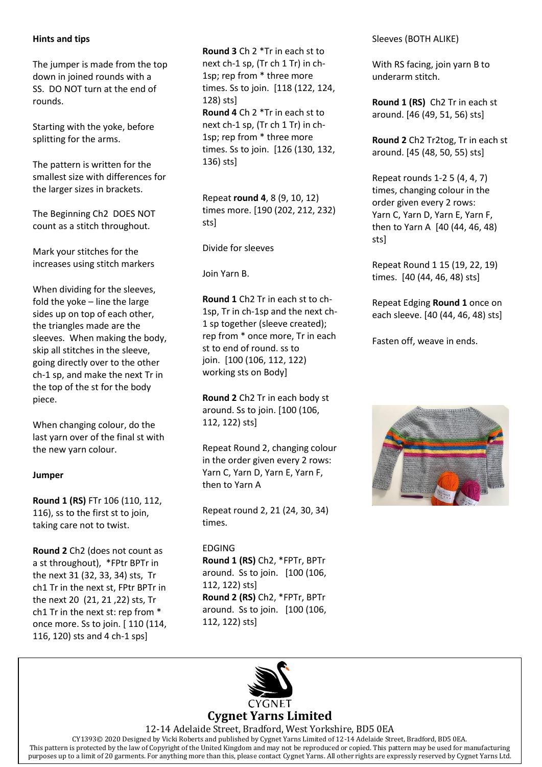**Hints and tips**

The jumper is made from the top down in joined rounds with a SS. DO NOT turn at the end of rounds.

Starting with the yoke, before splitting for the arms.

The pattern is written for the smallest size with differences for the larger sizes in brackets.

The Beginning Ch2 DOES NOT count as a stitch throughout.

Mark your stitches for the increases using stitch markers

When dividing for the sleeves, fold the yoke – line the large sides up on top of each other, the triangles made are the sleeves. When making the body, skip all stitches in the sleeve, going directly over to the other ch-1 sp, and make the next Tr in the top of the st for the body piece.

When changing colour, do the last yarn over of the final st with the new yarn colour.

**Jumper**

**Round 1 (RS)** FTr 106 (110, 112, 116), ss to the first st to join, taking care not to twist.

**Round 2** Ch2 (does not count as a st throughout), *FPtr BPTr in the next 31 (32, 33, 34) sts, Tr ch1 Tr in the next st, FPtr BPTr in the next 20 (21, 21 ,22) sts, Tr ch1 Tr in the next st: rep from * once more. Ss to join. [ 110 (114, 116, 120) sts and 4 ch-1 sps]

**Round 3** Ch 2 *Tr in each st to next ch-1 sp, (Tr ch 1 Tr) in ch-1sp; rep from * three more times. Ss to join. [118 (122, 124, 128) sts]

**Round 4** Ch 2 *Tr in each st to next ch-1 sp, (Tr ch 1 Tr) in ch-1sp; rep from * three more times. Ss to join. [126 (130, 132, 136) sts]

Repeat **round 4**, 8 (9, 10, 12) times more. [190 (202, 212, 232) sts]

Divide for sleeves

Join Yarn B.

**Round 1** Ch2 Tr in each st to ch-1sp, Tr in ch-1sp and the next ch-1 sp together (sleeve created); rep from * once more, Tr in each st to end of round. ss to join. [100 (106, 112, 122) working sts on Body]

**Round 2** Ch2 Tr in each body st around. Ss to join. [100 (106, 112, 122) sts]

Repeat Round 2, changing colour in the order given every 2 rows: Yarn C, Yarn D, Yarn E, Yarn F, then to Yarn A

Repeat round 2, 21 (24, 30, 34) times.

EDGING

**Round 1 (RS)** Ch2, *FPTr, BPTr around. Ss to join. [100 (106, 112, 122) sts]

**Round 2 (RS)** Ch2, *FPTr, BPTr around. Ss to join. [100 (106, 112, 122) sts]

Sleeves (BOTH ALIKE)

With RS facing, join yarn B to underarm stitch.

**Round 1 (RS)** Ch2 Tr in each st around. [46 (49, 51, 56) sts]

**Round 2** Ch2 Tr2tog, Tr in each st around. [45 (48, 50, 55) sts]

Repeat rounds 1-2 5 (4, 4, 7) times, changing colour in the order given every 2 rows: Yarn C, Yarn D, Yarn E, Yarn F, then to Yarn A [40 (44, 46, 48) sts]

Repeat Round 1 15 (19, 22, 19) times. [40 (44, 46, 48) sts]

Repeat Edging **Round 1** once on each sleeve. [40 (44, 46, 48) sts]

Fasten off, weave in ends.

CYGNET

**Cygnet Yarns Limited**

12-14 Adelaide Street, Bradford, West Yorkshire, BD5 0EA

CY1393© 2020 Designed by Vicki Roberts and published by Cygnet Yarns Limited of 12-14 Adelaide Street, Bradford, BD5 0EA. This pattern is protected by the law of Copyright of the United Kingdom and may not be reproduced or copied. This pattern may be used for manufacturing purposes up to a limit of 20 garments. For anything more than this, please contact Cygnet Yarns. All other rights are expressly reserved by Cygnet Yarns Ltd.